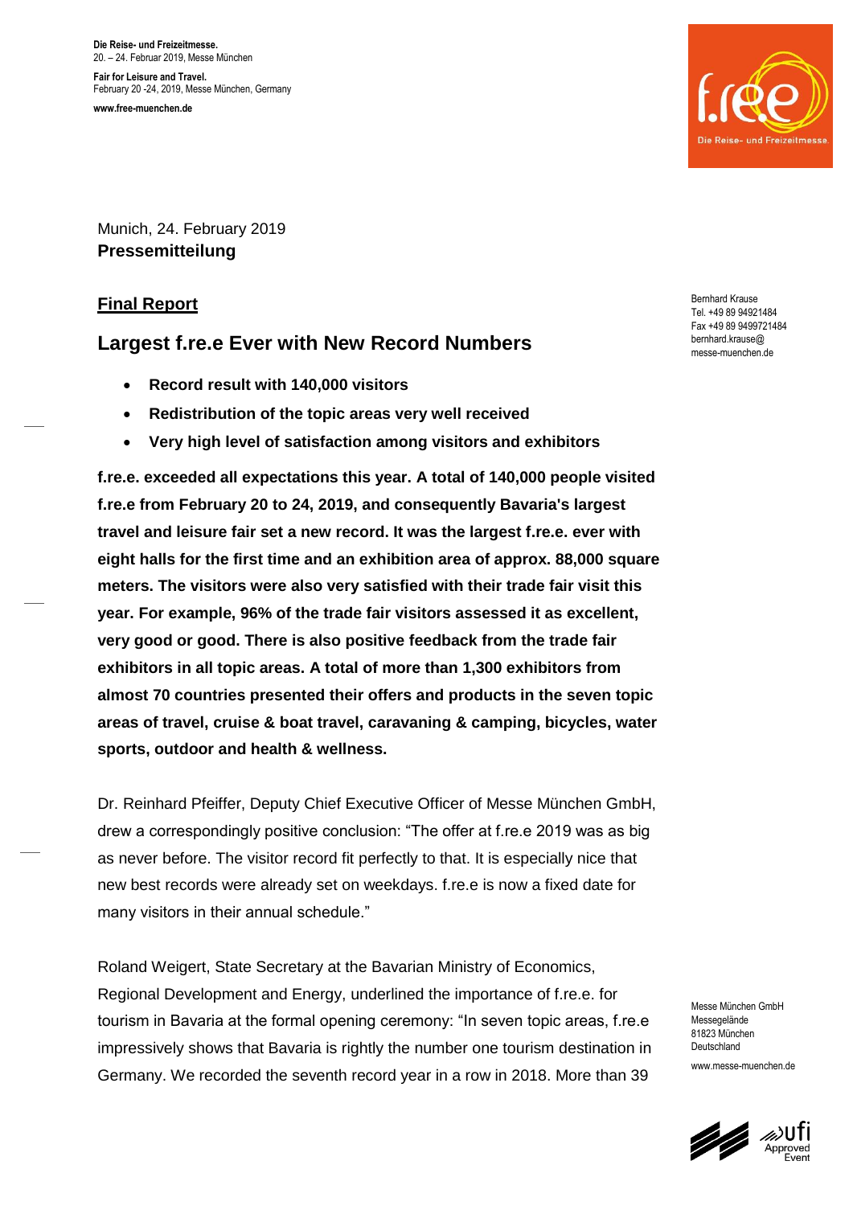Die Reise- und Freizeitmesse.
20. – 24. Februar 2019, Messe München

Fair for Leisure and Travel.
February 20 -24, 2019, Messe München, Germany

www.free-muenchen.de

Munich, 24. February 2019
**Pressemitteilung**

Bernhard Krause
Tel. +49 89 94921484
Fax +49 89 9499721484
bernhard.krause@messe-muenchen.de

## Final Report

## Largest f.re.e Ever with New Record Numbers

- **Record result with 140,000 visitors**
- **Redistribution of the topic areas very well received**
- **Very high level of satisfaction among visitors and exhibitors**

**f.re.e. exceeded all expectations this year. A total of 140,000 people visited f.re.e from February 20 to 24, 2019, and consequently Bavaria's largest travel and leisure fair set a new record. It was the largest f.re.e. ever with eight halls for the first time and an exhibition area of approx. 88,000 square meters. The visitors were also very satisfied with their trade fair visit this year. For example, 96% of the trade fair visitors assessed it as excellent, very good or good. There is also positive feedback from the trade fair exhibitors in all topic areas. A total of more than 1,300 exhibitors from almost 70 countries presented their offers and products in the seven topic areas of travel, cruise & boat travel, caravaning & camping, bicycles, water sports, outdoor and health & wellness.**

Dr. Reinhard Pfeiffer, Deputy Chief Executive Officer of Messe München GmbH, drew a correspondingly positive conclusion: "The offer at f.re.e 2019 was as big as never before. The visitor record fit perfectly to that. It is especially nice that new best records were already set on weekdays. f.re.e is now a fixed date for many visitors in their annual schedule."

Roland Weigert, State Secretary at the Bavarian Ministry of Economics, Regional Development and Energy, underlined the importance of f.re.e. for tourism in Bavaria at the formal opening ceremony: "In seven topic areas, f.re.e impressively shows that Bavaria is rightly the number one tourism destination in Germany. We recorded the seventh record year in a row in 2018. More than 39

Messe München GmbH
Messegelände
81823 München
Deutschland

www.messe-muenchen.de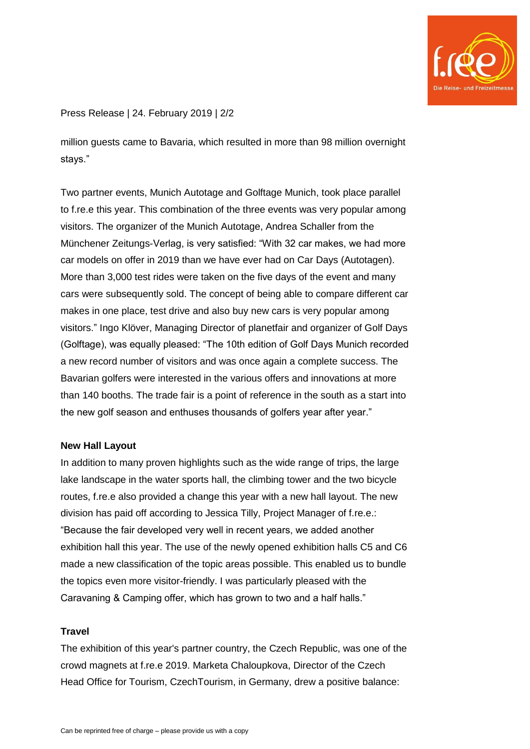million guests came to Bavaria, which resulted in more than 98 million overnight stays."

Two partner events, Munich Autotage and Golftage Munich, took place parallel to f.re.e this year. This combination of the three events was very popular among visitors. The organizer of the Munich Autotage, Andrea Schaller from the Münchener Zeitungs-Verlag, is very satisfied: "With 32 car makes, we had more car models on offer in 2019 than we have ever had on Car Days (Autotagen). More than 3,000 test rides were taken on the five days of the event and many cars were subsequently sold. The concept of being able to compare different car makes in one place, test drive and also buy new cars is very popular among visitors." Ingo Klöver, Managing Director of planetfair and organizer of Golf Days (Golftage), was equally pleased: "The 10th edition of Golf Days Munich recorded a new record number of visitors and was once again a complete success. The Bavarian golfers were interested in the various offers and innovations at more than 140 booths. The trade fair is a point of reference in the south as a start into the new golf season and enthuses thousands of golfers year after year."

**New Hall Layout**

In addition to many proven highlights such as the wide range of trips, the large lake landscape in the water sports hall, the climbing tower and the two bicycle routes, f.re.e also provided a change this year with a new hall layout. The new division has paid off according to Jessica Tilly, Project Manager of f.re.e.: "Because the fair developed very well in recent years, we added another exhibition hall this year. The use of the newly opened exhibition halls C5 and C6 made a new classification of the topic areas possible. This enabled us to bundle the topics even more visitor-friendly. I was particularly pleased with the Caravaning & Camping offer, which has grown to two and a half halls."

**Travel**

The exhibition of this year's partner country, the Czech Republic, was one of the crowd magnets at f.re.e 2019. Marketa Chaloupkova, Director of the Czech Head Office for Tourism, CzechTourism, in Germany, drew a positive balance:

Can be reprinted free of charge – please provide us with a copy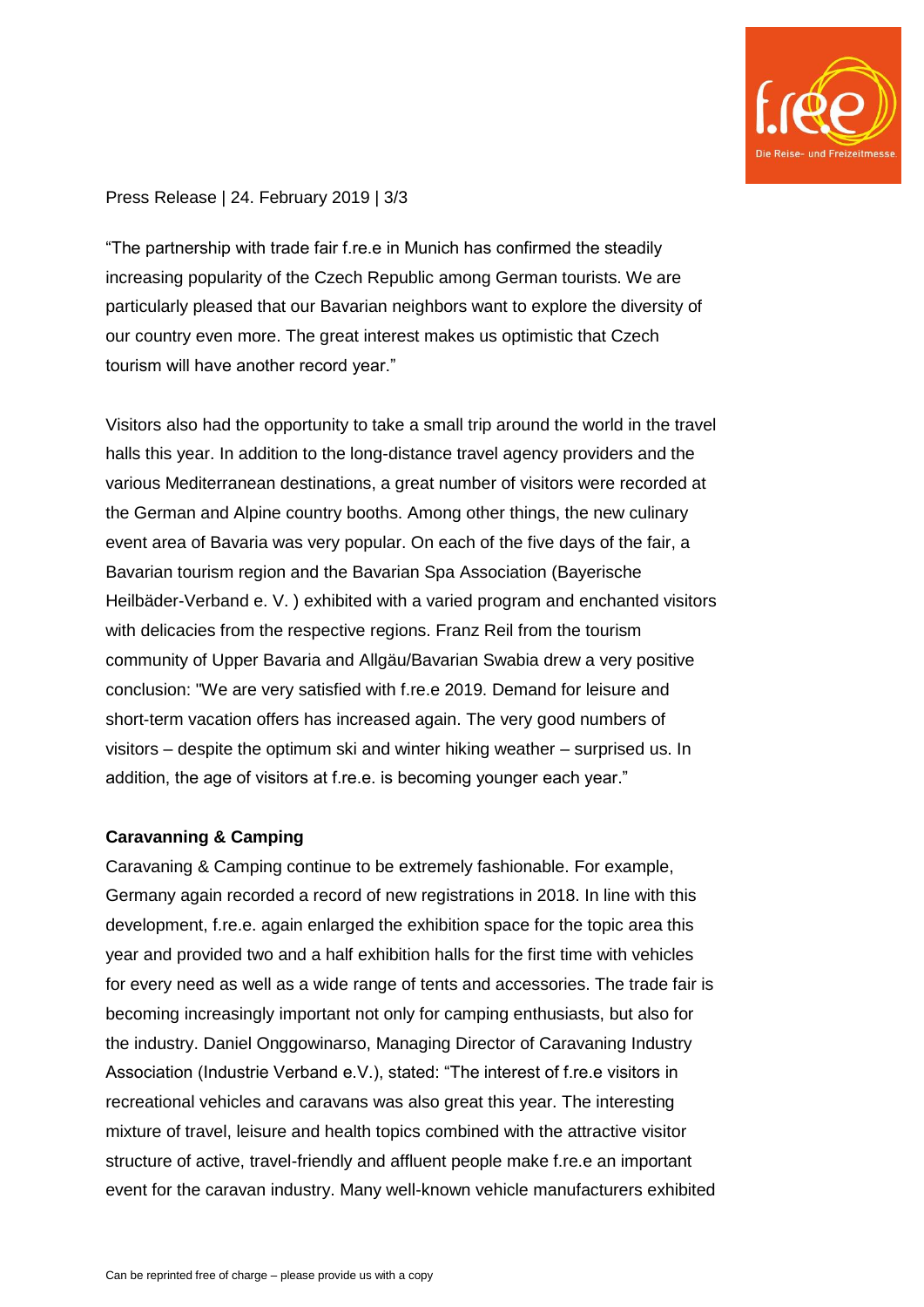“The partnership with trade fair f.re.e in Munich has confirmed the steadily increasing popularity of the Czech Republic among German tourists. We are particularly pleased that our Bavarian neighbors want to explore the diversity of our country even more. The great interest makes us optimistic that Czech tourism will have another record year.”

Visitors also had the opportunity to take a small trip around the world in the travel halls this year. In addition to the long-distance travel agency providers and the various Mediterranean destinations, a great number of visitors were recorded at the German and Alpine country booths. Among other things, the new culinary event area of Bavaria was very popular. On each of the five days of the fair, a Bavarian tourism region and the Bavarian Spa Association (Bayerische Heilbäder-Verband e. V. ) exhibited with a varied program and enchanted visitors with delicacies from the respective regions. Franz Reil from the tourism community of Upper Bavaria and Allgäu/Bavarian Swabia drew a very positive conclusion: "We are very satisfied with f.re.e 2019. Demand for leisure and short-term vacation offers has increased again. The very good numbers of visitors – despite the optimum ski and winter hiking weather – surprised us. In addition, the age of visitors at f.re.e. is becoming younger each year.”

**Caravanning & Camping**

Caravaning & Camping continue to be extremely fashionable. For example, Germany again recorded a record of new registrations in 2018. In line with this development, f.re.e. again enlarged the exhibition space for the topic area this year and provided two and a half exhibition halls for the first time with vehicles for every need as well as a wide range of tents and accessories. The trade fair is becoming increasingly important not only for camping enthusiasts, but also for the industry. Daniel Onggowinarso, Managing Director of Caravaning Industry Association (Industrie Verband e.V.), stated: “The interest of f.re.e visitors in recreational vehicles and caravans was also great this year. The interesting mixture of travel, leisure and health topics combined with the attractive visitor structure of active, travel-friendly and affluent people make f.re.e an important event for the caravan industry. Many well-known vehicle manufacturers exhibited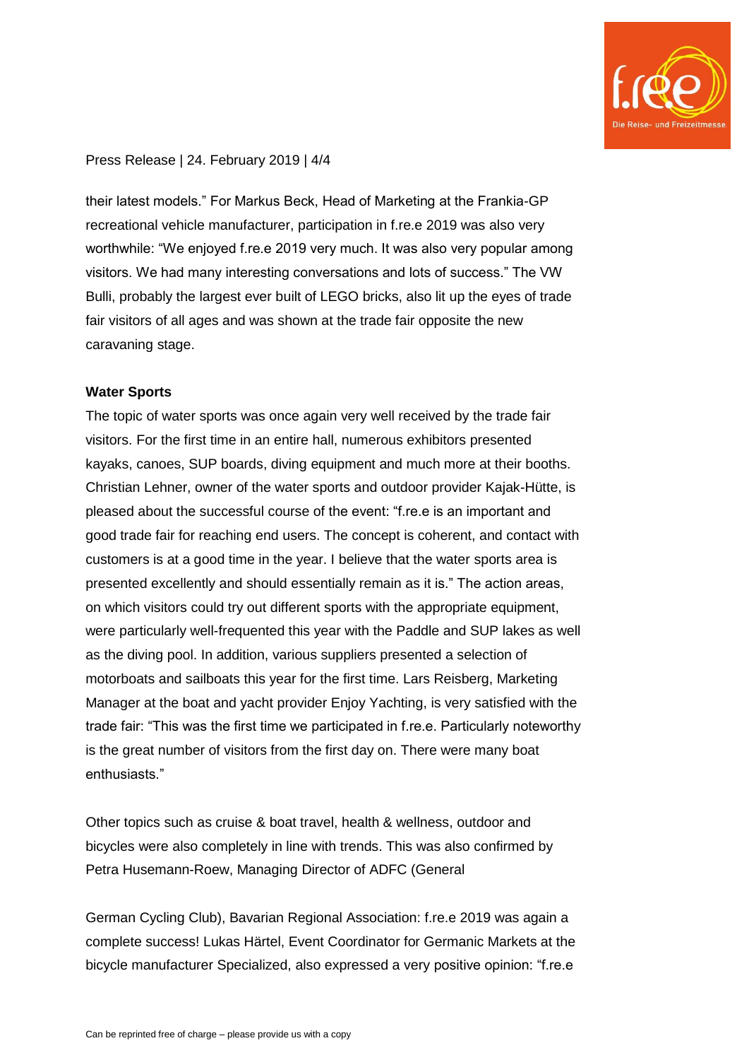their latest models." For Markus Beck, Head of Marketing at the Frankia-GP recreational vehicle manufacturer, participation in f.re.e 2019 was also very worthwhile: "We enjoyed f.re.e 2019 very much. It was also very popular among visitors. We had many interesting conversations and lots of success." The VW Bulli, probably the largest ever built of LEGO bricks, also lit up the eyes of trade fair visitors of all ages and was shown at the trade fair opposite the new caravaning stage.

**Water Sports**

The topic of water sports was once again very well received by the trade fair visitors. For the first time in an entire hall, numerous exhibitors presented kayaks, canoes, SUP boards, diving equipment and much more at their booths. Christian Lehner, owner of the water sports and outdoor provider Kajak-Hütte, is pleased about the successful course of the event: "f.re.e is an important and good trade fair for reaching end users. The concept is coherent, and contact with customers is at a good time in the year. I believe that the water sports area is presented excellently and should essentially remain as it is." The action areas, on which visitors could try out different sports with the appropriate equipment, were particularly well-frequented this year with the Paddle and SUP lakes as well as the diving pool. In addition, various suppliers presented a selection of motorboats and sailboats this year for the first time. Lars Reisberg, Marketing Manager at the boat and yacht provider Enjoy Yachting, is very satisfied with the trade fair: "This was the first time we participated in f.re.e. Particularly noteworthy is the great number of visitors from the first day on. There were many boat enthusiasts."

Other topics such as cruise & boat travel, health & wellness, outdoor and bicycles were also completely in line with trends. This was also confirmed by Petra Husemann-Roew, Managing Director of ADFC (General German Cycling Club), Bavarian Regional Association: f.re.e 2019 was again a complete success! Lukas Härtel, Event Coordinator for Germanic Markets at the bicycle manufacturer Specialized, also expressed a very positive opinion: "f.re.e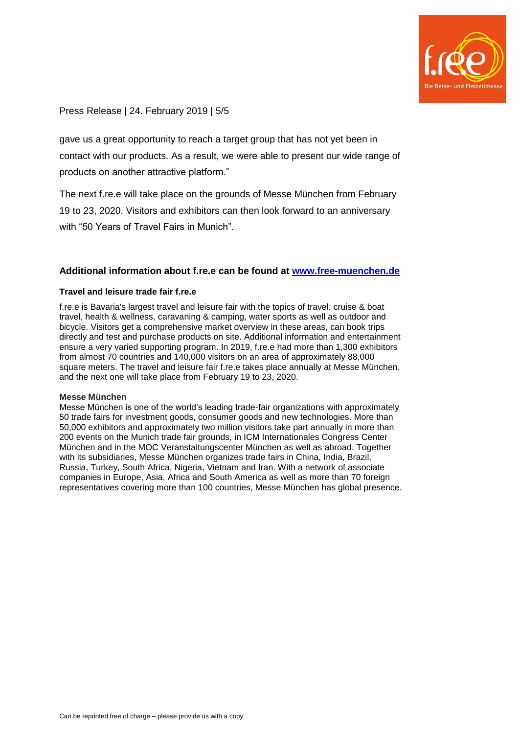gave us a great opportunity to reach a target group that has not yet been in contact with our products. As a result, we were able to present our wide range of products on another attractive platform."

The next f.re.e will take place on the grounds of Messe München from February 19 to 23, 2020. Visitors and exhibitors can then look forward to an anniversary with "50 Years of Travel Fairs in Munich".

## Additional information about f.re.e can be found at [www.free-muenchen.de](http://www.free-muenchen.de)

### Travel and leisure trade fair f.re.e

f.re.e is Bavaria's largest travel and leisure fair with the topics of travel, cruise & boat travel, health & wellness, caravaning & camping, water sports as well as outdoor and bicycle. Visitors get a comprehensive market overview in these areas, can book trips directly and test and purchase products on site. Additional information and entertainment ensure a very varied supporting program. In 2019, f.re.e had more than 1,300 exhibitors from almost 70 countries and 140,000 visitors on an area of approximately 88,000 square meters. The travel and leisure fair f.re.e takes place annually at Messe München, and the next one will take place from February 19 to 23, 2020.

### Messe München

Messe München is one of the world's leading trade-fair organizations with approximately 50 trade fairs for investment goods, consumer goods and new technologies. More than 50,000 exhibitors and approximately two million visitors take part annually in more than 200 events on the Munich trade fair grounds, in ICM Internationales Congress Center München and in the MOC Veranstaltungscenter München as well as abroad. Together with its subsidiaries, Messe München organizes trade fairs in China, India, Brazil, Russia, Turkey, South Africa, Nigeria, Vietnam and Iran. With a network of associate companies in Europe, Asia, Africa and South America as well as more than 70 foreign representatives covering more than 100 countries, Messe München has global presence.

Can be reprinted free of charge – please provide us with a copy